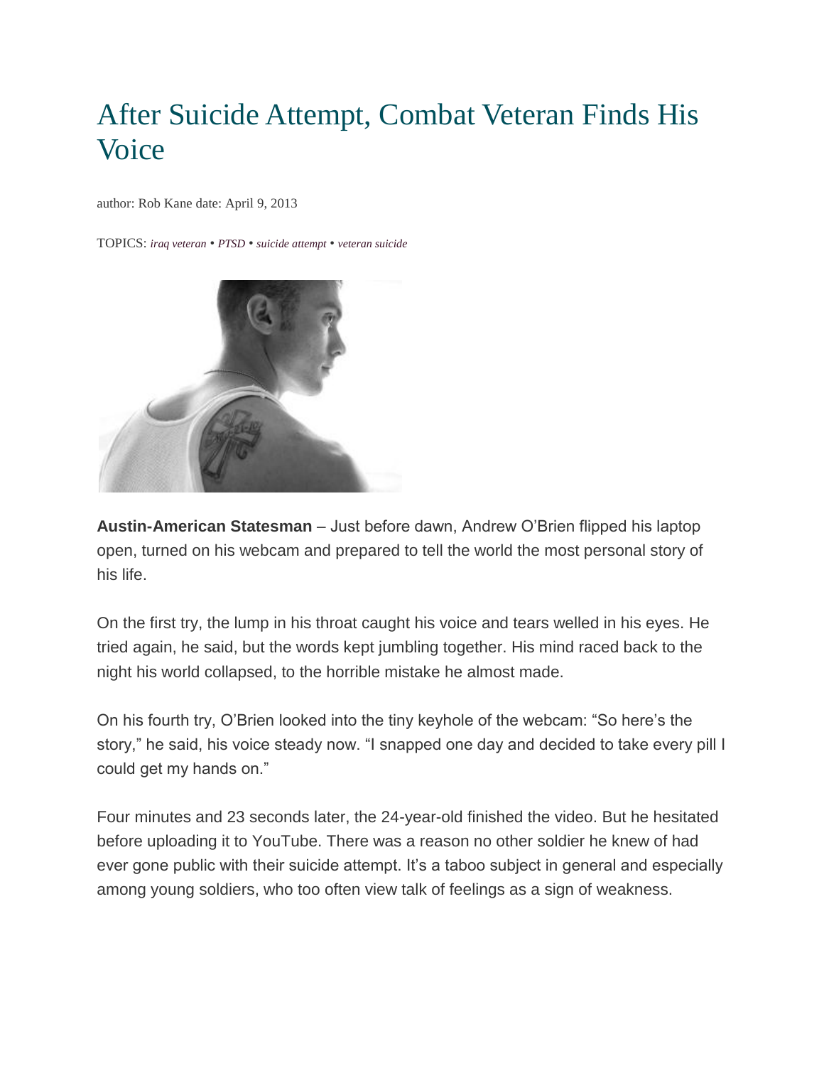# After Suicide Attempt, Combat Veteran Finds His Voice

author: Rob Kane date: April 9, 2013

TOPICS: *iraq veteran* • *PTSD* • *suicide attempt* • *veteran suicide*

**Austin-American Statesman** – Just before dawn, Andrew O'Brien flipped his laptop open, turned on his webcam and prepared to tell the world the most personal story of his life.

On the first try, the lump in his throat caught his voice and tears welled in his eyes. He tried again, he said, but the words kept jumbling together. His mind raced back to the night his world collapsed, to the horrible mistake he almost made.

On his fourth try, O'Brien looked into the tiny keyhole of the webcam: "So here's the story," he said, his voice steady now. "I snapped one day and decided to take every pill I could get my hands on."

Four minutes and 23 seconds later, the 24-year-old finished the video. But he hesitated before uploading it to YouTube. There was a reason no other soldier he knew of had ever gone public with their suicide attempt. It's a taboo subject in general and especially among young soldiers, who too often view talk of feelings as a sign of weakness.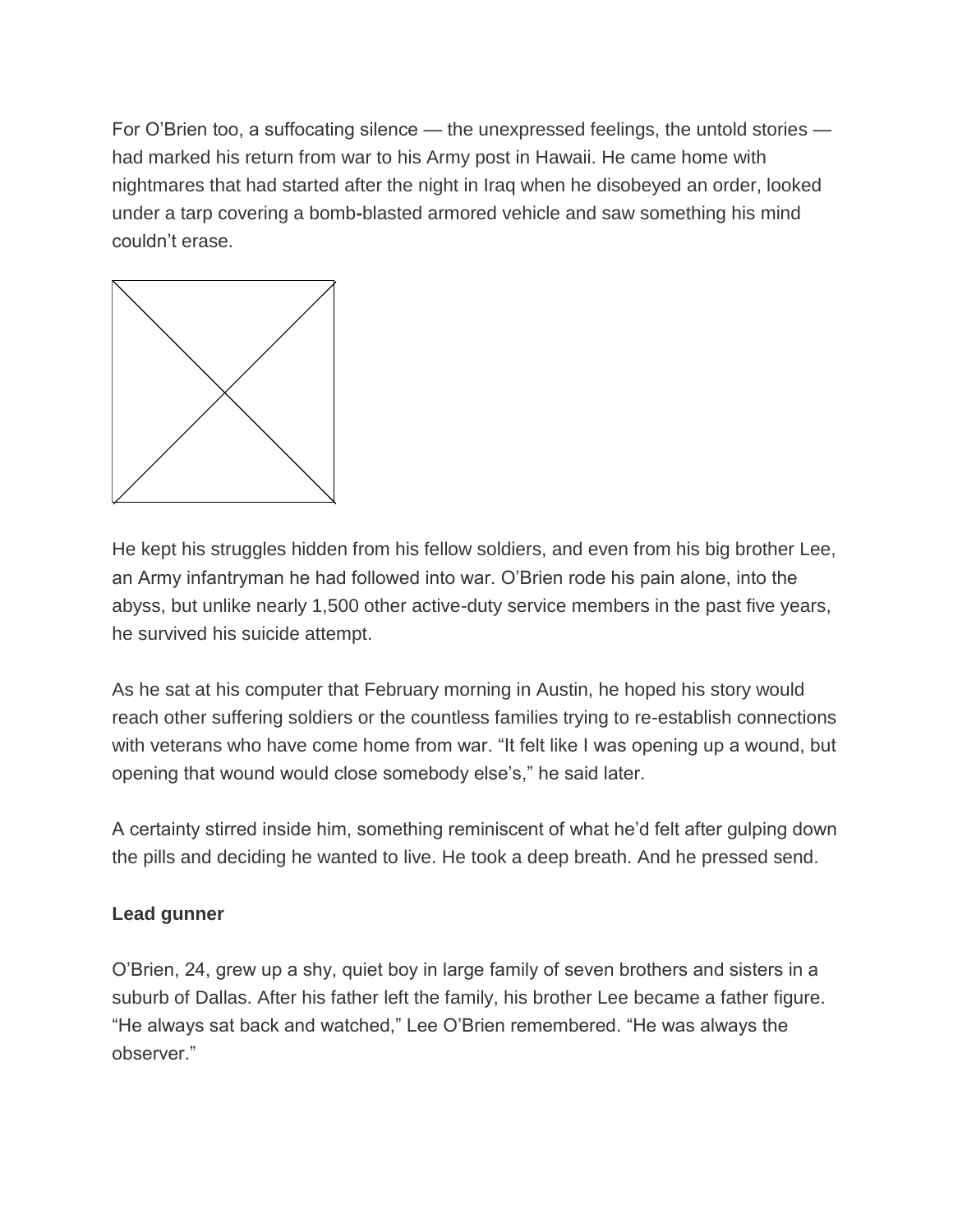For O'Brien too, a suffocating silence — the unexpressed feelings, the untold stories — had marked his return from war to his Army post in Hawaii. He came home with nightmares that had started after the night in Iraq when he disobeyed an order, looked under a tarp covering a bomb-blasted armored vehicle and saw something his mind couldn't erase.

He kept his struggles hidden from his fellow soldiers, and even from his big brother Lee, an Army infantryman he had followed into war. O'Brien rode his pain alone, into the abyss, but unlike nearly 1,500 other active-duty service members in the past five years, he survived his suicide attempt.

As he sat at his computer that February morning in Austin, he hoped his story would reach other suffering soldiers or the countless families trying to re-establish connections with veterans who have come home from war. "It felt like I was opening up a wound, but opening that wound would close somebody else's," he said later.

A certainty stirred inside him, something reminiscent of what he'd felt after gulping down the pills and deciding he wanted to live. He took a deep breath. And he pressed send.

**Lead gunner**

O'Brien, 24, grew up a shy, quiet boy in large family of seven brothers and sisters in a suburb of Dallas. After his father left the family, his brother Lee became a father figure. "He always sat back and watched," Lee O'Brien remembered. "He was always the observer."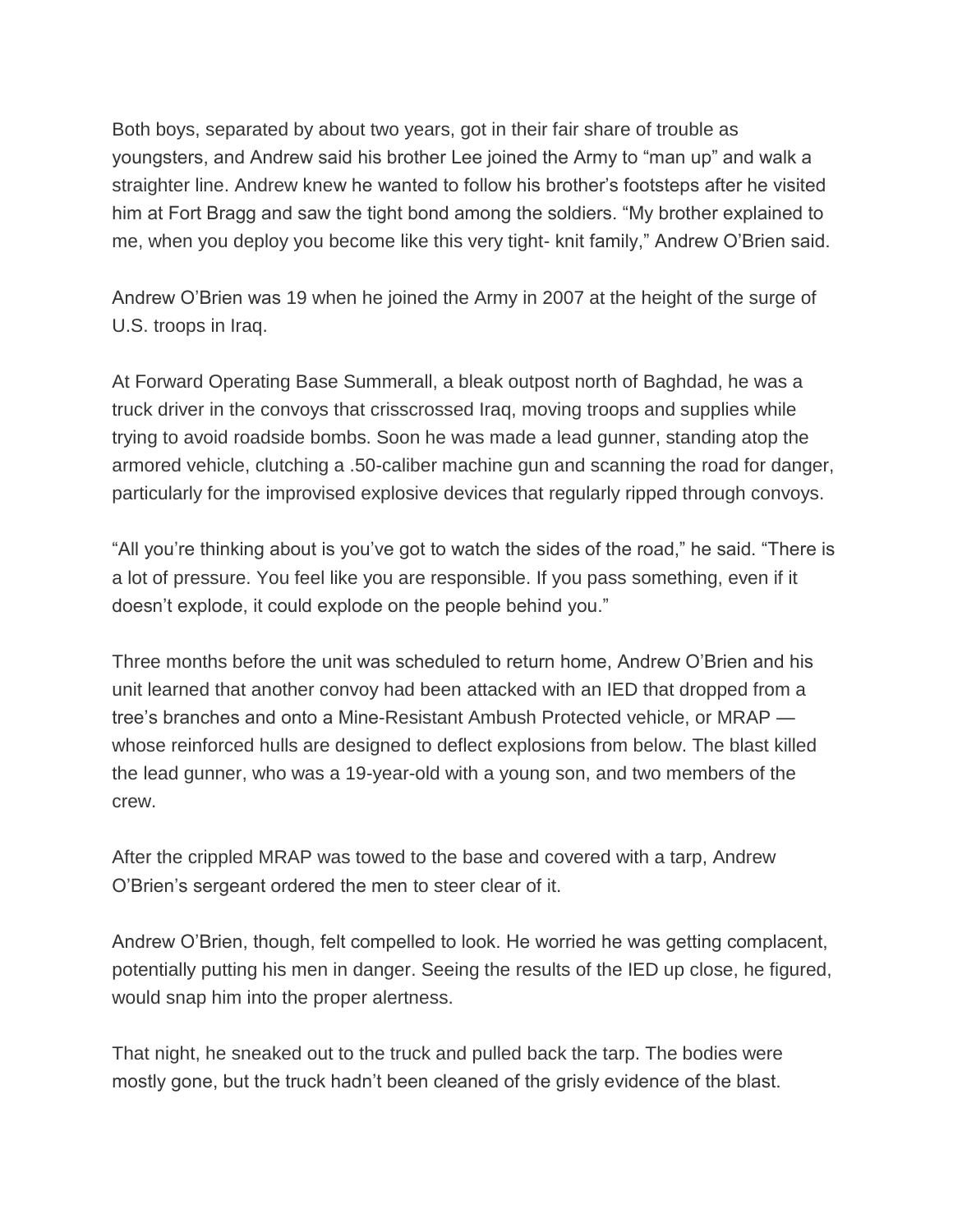Both boys, separated by about two years, got in their fair share of trouble as youngsters, and Andrew said his brother Lee joined the Army to "man up" and walk a straighter line. Andrew knew he wanted to follow his brother's footsteps after he visited him at Fort Bragg and saw the tight bond among the soldiers. "My brother explained to me, when you deploy you become like this very tight- knit family," Andrew O'Brien said.

Andrew O'Brien was 19 when he joined the Army in 2007 at the height of the surge of U.S. troops in Iraq.

At Forward Operating Base Summerall, a bleak outpost north of Baghdad, he was a truck driver in the convoys that crisscrossed Iraq, moving troops and supplies while trying to avoid roadside bombs. Soon he was made a lead gunner, standing atop the armored vehicle, clutching a .50-caliber machine gun and scanning the road for danger, particularly for the improvised explosive devices that regularly ripped through convoys.

"All you're thinking about is you've got to watch the sides of the road," he said. "There is a lot of pressure. You feel like you are responsible. If you pass something, even if it doesn't explode, it could explode on the people behind you."

Three months before the unit was scheduled to return home, Andrew O'Brien and his unit learned that another convoy had been attacked with an IED that dropped from a tree's branches and onto a Mine-Resistant Ambush Protected vehicle, or MRAP — whose reinforced hulls are designed to deflect explosions from below. The blast killed the lead gunner, who was a 19-year-old with a young son, and two members of the crew.

After the crippled MRAP was towed to the base and covered with a tarp, Andrew O'Brien's sergeant ordered the men to steer clear of it.

Andrew O'Brien, though, felt compelled to look. He worried he was getting complacent, potentially putting his men in danger. Seeing the results of the IED up close, he figured, would snap him into the proper alertness.

That night, he sneaked out to the truck and pulled back the tarp. The bodies were mostly gone, but the truck hadn't been cleaned of the grisly evidence of the blast.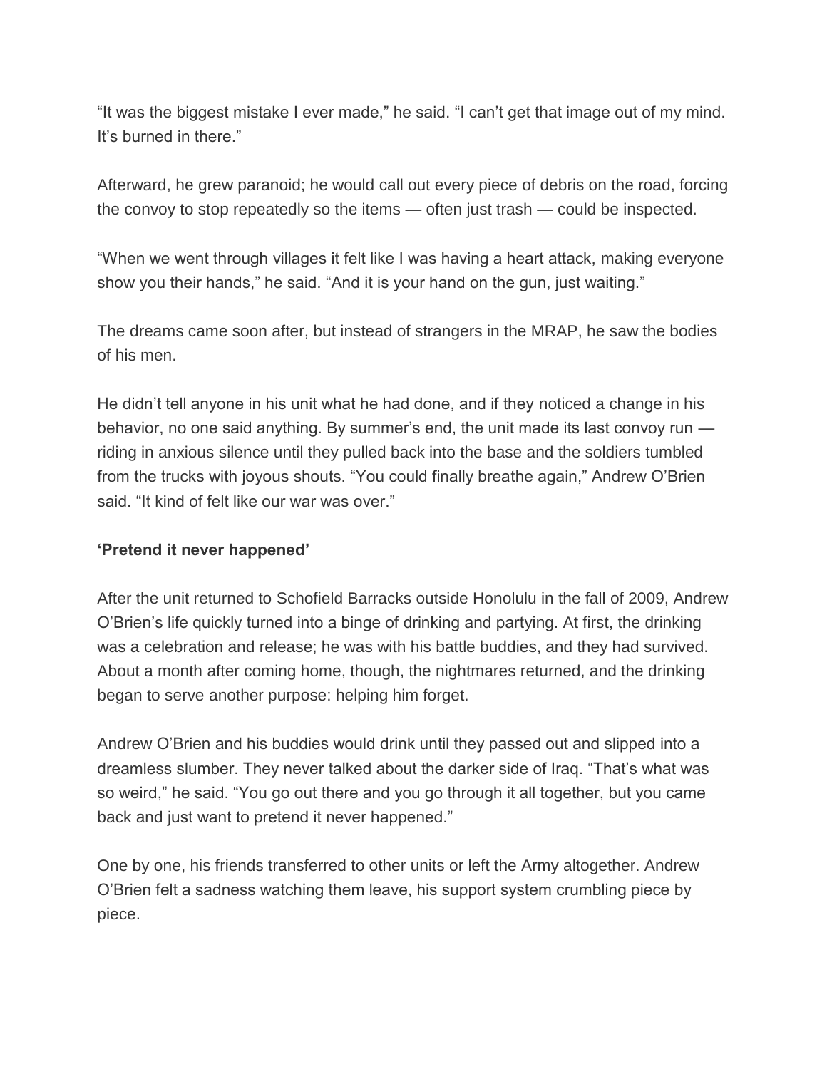“It was the biggest mistake I ever made,” he said. “I can’t get that image out of my mind. It’s burned in there.”

Afterward, he grew paranoid; he would call out every piece of debris on the road, forcing the convoy to stop repeatedly so the items — often just trash — could be inspected.

“When we went through villages it felt like I was having a heart attack, making everyone show you their hands,” he said. “And it is your hand on the gun, just waiting.”

The dreams came soon after, but instead of strangers in the MRAP, he saw the bodies of his men.

He didn’t tell anyone in his unit what he had done, and if they noticed a change in his behavior, no one said anything. By summer’s end, the unit made its last convoy run — riding in anxious silence until they pulled back into the base and the soldiers tumbled from the trucks with joyous shouts. “You could finally breathe again,” Andrew O’Brien said. “It kind of felt like our war was over.”

**‘Pretend it never happened’**

After the unit returned to Schofield Barracks outside Honolulu in the fall of 2009, Andrew O’Brien’s life quickly turned into a binge of drinking and partying. At first, the drinking was a celebration and release; he was with his battle buddies, and they had survived. About a month after coming home, though, the nightmares returned, and the drinking began to serve another purpose: helping him forget.

Andrew O’Brien and his buddies would drink until they passed out and slipped into a dreamless slumber. They never talked about the darker side of Iraq. “That’s what was so weird,” he said. “You go out there and you go through it all together, but you came back and just want to pretend it never happened.”

One by one, his friends transferred to other units or left the Army altogether. Andrew O’Brien felt a sadness watching them leave, his support system crumbling piece by piece.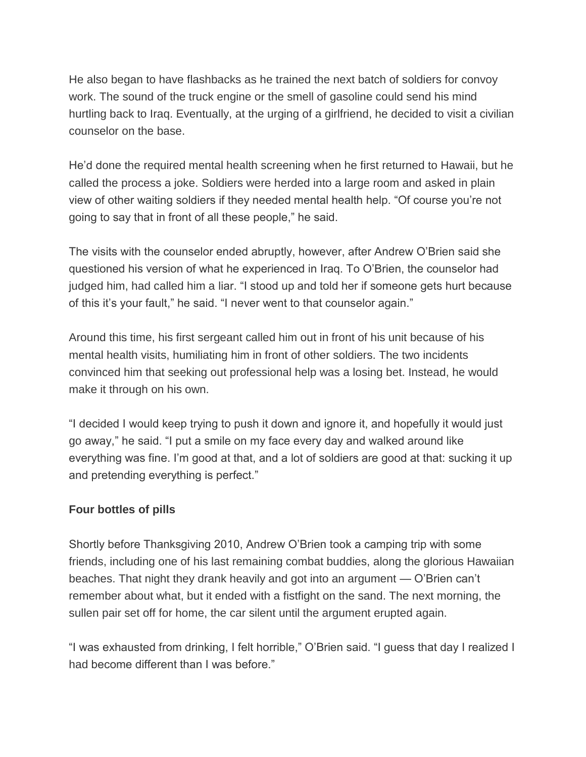He also began to have flashbacks as he trained the next batch of soldiers for convoy work. The sound of the truck engine or the smell of gasoline could send his mind hurtling back to Iraq. Eventually, at the urging of a girlfriend, he decided to visit a civilian counselor on the base.

He'd done the required mental health screening when he first returned to Hawaii, but he called the process a joke. Soldiers were herded into a large room and asked in plain view of other waiting soldiers if they needed mental health help. "Of course you're not going to say that in front of all these people," he said.

The visits with the counselor ended abruptly, however, after Andrew O'Brien said she questioned his version of what he experienced in Iraq. To O'Brien, the counselor had judged him, had called him a liar. "I stood up and told her if someone gets hurt because of this it's your fault," he said. "I never went to that counselor again."

Around this time, his first sergeant called him out in front of his unit because of his mental health visits, humiliating him in front of other soldiers. The two incidents convinced him that seeking out professional help was a losing bet. Instead, he would make it through on his own.

"I decided I would keep trying to push it down and ignore it, and hopefully it would just go away," he said. "I put a smile on my face every day and walked around like everything was fine. I'm good at that, and a lot of soldiers are good at that: sucking it up and pretending everything is perfect."

**Four bottles of pills**

Shortly before Thanksgiving 2010, Andrew O'Brien took a camping trip with some friends, including one of his last remaining combat buddies, along the glorious Hawaiian beaches. That night they drank heavily and got into an argument — O'Brien can't remember about what, but it ended with a fistfight on the sand. The next morning, the sullen pair set off for home, the car silent until the argument erupted again.

"I was exhausted from drinking, I felt horrible," O'Brien said. "I guess that day I realized I had become different than I was before."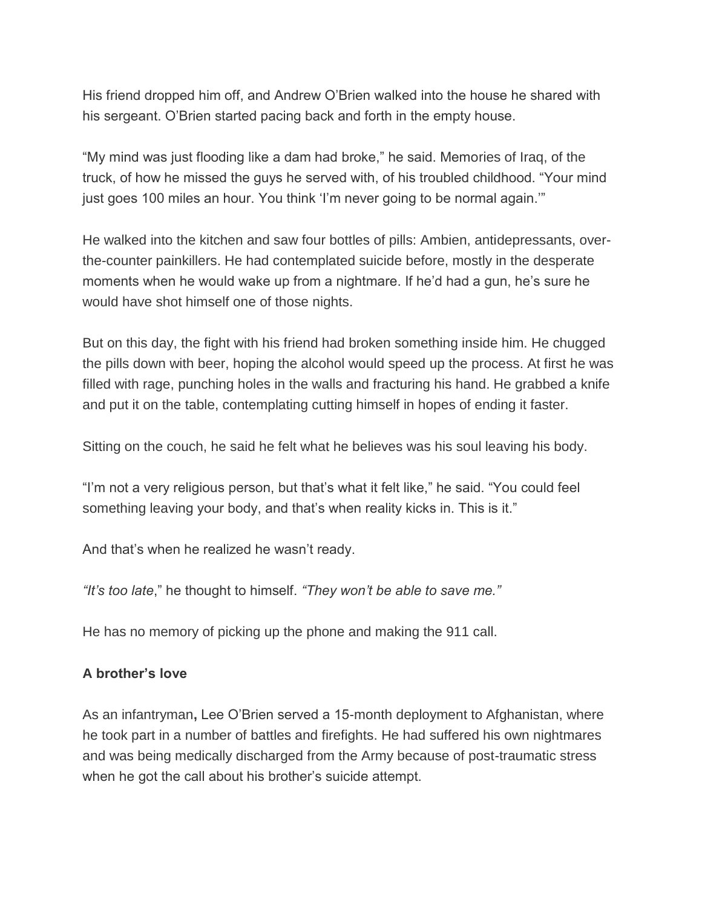His friend dropped him off, and Andrew O'Brien walked into the house he shared with his sergeant. O'Brien started pacing back and forth in the empty house.

"My mind was just flooding like a dam had broke," he said. Memories of Iraq, of the truck, of how he missed the guys he served with, of his troubled childhood. "Your mind just goes 100 miles an hour. You think 'I'm never going to be normal again.'"

He walked into the kitchen and saw four bottles of pills: Ambien, antidepressants, over-the-counter painkillers. He had contemplated suicide before, mostly in the desperate moments when he would wake up from a nightmare. If he'd had a gun, he's sure he would have shot himself one of those nights.

But on this day, the fight with his friend had broken something inside him. He chugged the pills down with beer, hoping the alcohol would speed up the process. At first he was filled with rage, punching holes in the walls and fracturing his hand. He grabbed a knife and put it on the table, contemplating cutting himself in hopes of ending it faster.

Sitting on the couch, he said he felt what he believes was his soul leaving his body.

"I'm not a very religious person, but that's what it felt like," he said. "You could feel something leaving your body, and that's when reality kicks in. This is it."

And that's when he realized he wasn't ready.

*"It's too late*," he thought to himself. *"They won't be able to save me."*

He has no memory of picking up the phone and making the 911 call.

**A brother's love**

As an infantryman**,** Lee O'Brien served a 15-month deployment to Afghanistan, where he took part in a number of battles and firefights. He had suffered his own nightmares and was being medically discharged from the Army because of post-traumatic stress when he got the call about his brother's suicide attempt.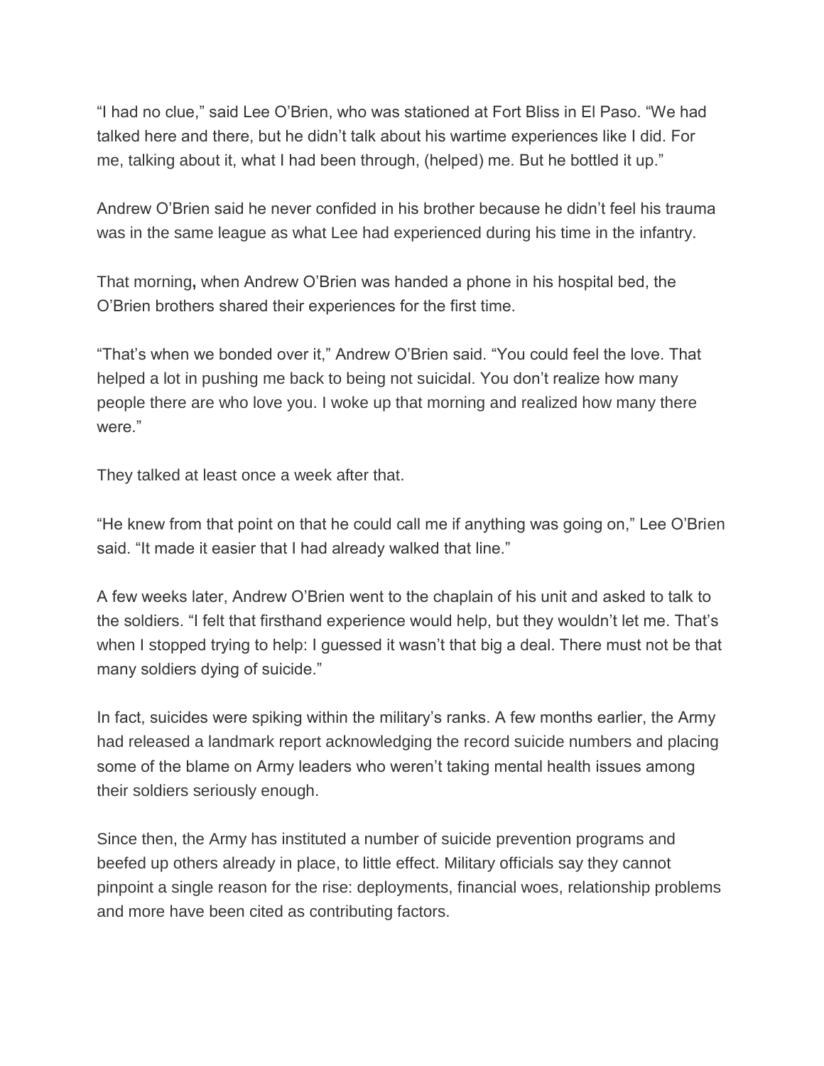"I had no clue," said Lee O'Brien, who was stationed at Fort Bliss in El Paso. "We had talked here and there, but he didn't talk about his wartime experiences like I did. For me, talking about it, what I had been through, (helped) me. But he bottled it up."

Andrew O'Brien said he never confided in his brother because he didn't feel his trauma was in the same league as what Lee had experienced during his time in the infantry.

That morning**,** when Andrew O'Brien was handed a phone in his hospital bed, the O'Brien brothers shared their experiences for the first time.

"That's when we bonded over it," Andrew O'Brien said. "You could feel the love. That helped a lot in pushing me back to being not suicidal. You don't realize how many people there are who love you. I woke up that morning and realized how many there were."

They talked at least once a week after that.

"He knew from that point on that he could call me if anything was going on," Lee O'Brien said. "It made it easier that I had already walked that line."

A few weeks later, Andrew O'Brien went to the chaplain of his unit and asked to talk to the soldiers. "I felt that firsthand experience would help, but they wouldn't let me. That's when I stopped trying to help: I guessed it wasn't that big a deal. There must not be that many soldiers dying of suicide."

In fact, suicides were spiking within the military's ranks. A few months earlier, the Army had released a landmark report acknowledging the record suicide numbers and placing some of the blame on Army leaders who weren't taking mental health issues among their soldiers seriously enough.

Since then, the Army has instituted a number of suicide prevention programs and beefed up others already in place, to little effect. Military officials say they cannot pinpoint a single reason for the rise: deployments, financial woes, relationship problems and more have been cited as contributing factors.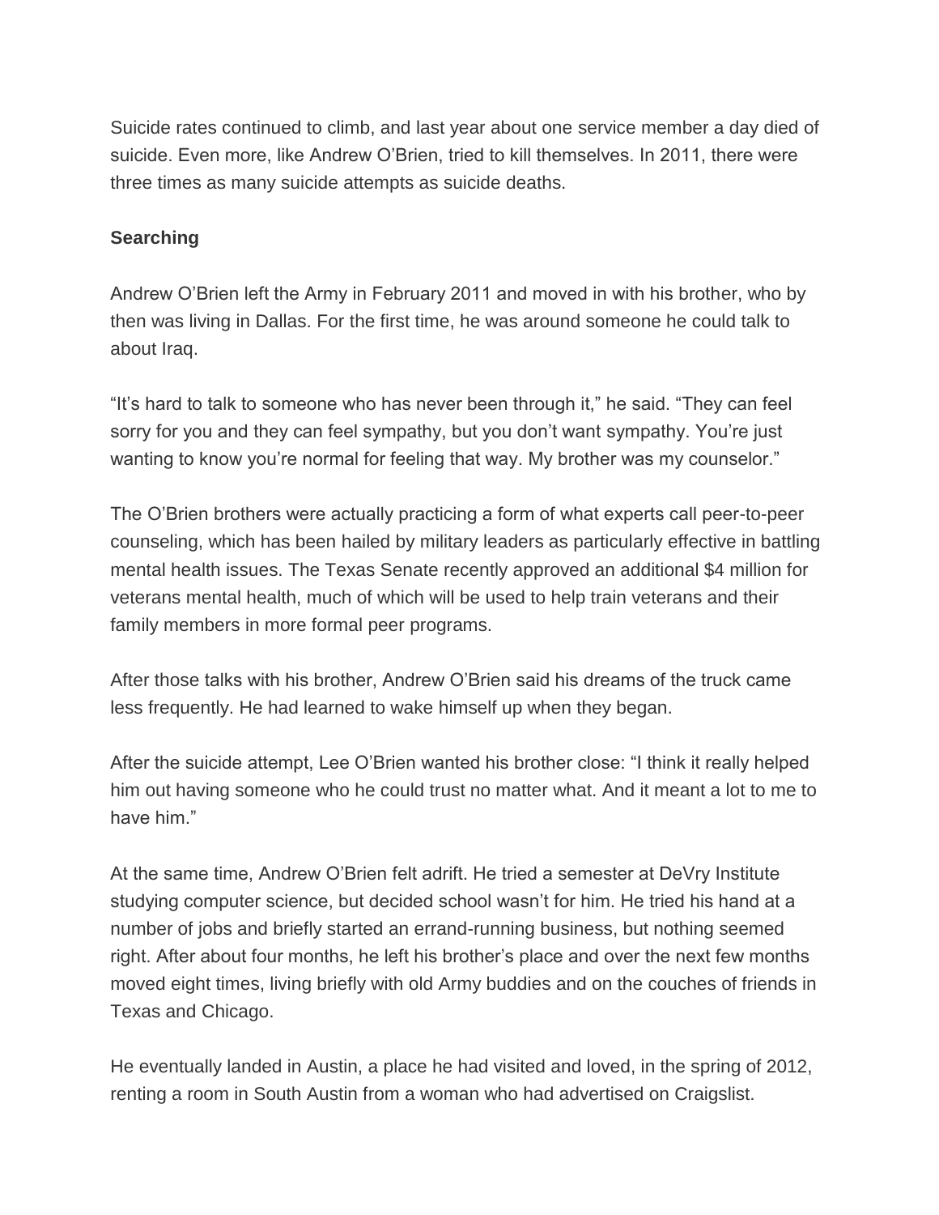Suicide rates continued to climb, and last year about one service member a day died of suicide. Even more, like Andrew O'Brien, tried to kill themselves. In 2011, there were three times as many suicide attempts as suicide deaths.

**Searching**

Andrew O'Brien left the Army in February 2011 and moved in with his brother, who by then was living in Dallas. For the first time, he was around someone he could talk to about Iraq.

"It's hard to talk to someone who has never been through it," he said. "They can feel sorry for you and they can feel sympathy, but you don't want sympathy. You're just wanting to know you're normal for feeling that way. My brother was my counselor."

The O'Brien brothers were actually practicing a form of what experts call peer-to-peer counseling, which has been hailed by military leaders as particularly effective in battling mental health issues. The Texas Senate recently approved an additional $4 million for veterans mental health, much of which will be used to help train veterans and their family members in more formal peer programs.

After those talks with his brother, Andrew O'Brien said his dreams of the truck came less frequently. He had learned to wake himself up when they began.

After the suicide attempt, Lee O'Brien wanted his brother close: "I think it really helped him out having someone who he could trust no matter what. And it meant a lot to me to have him."

At the same time, Andrew O'Brien felt adrift. He tried a semester at DeVry Institute studying computer science, but decided school wasn't for him. He tried his hand at a number of jobs and briefly started an errand-running business, but nothing seemed right. After about four months, he left his brother's place and over the next few months moved eight times, living briefly with old Army buddies and on the couches of friends in Texas and Chicago.

He eventually landed in Austin, a place he had visited and loved, in the spring of 2012, renting a room in South Austin from a woman who had advertised on Craigslist.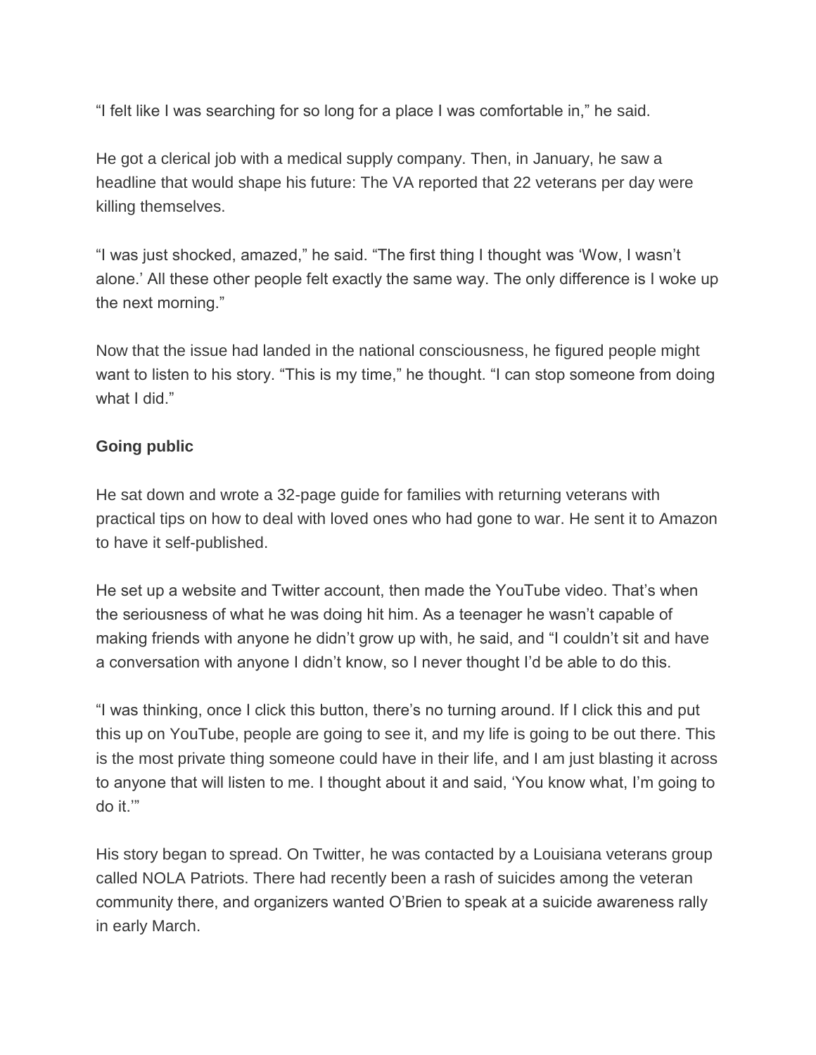“I felt like I was searching for so long for a place I was comfortable in,” he said.

He got a clerical job with a medical supply company. Then, in January, he saw a headline that would shape his future: The VA reported that 22 veterans per day were killing themselves.

“I was just shocked, amazed,” he said. “The first thing I thought was ‘Wow, I wasn’t alone.’ All these other people felt exactly the same way. The only difference is I woke up the next morning.”

Now that the issue had landed in the national consciousness, he figured people might want to listen to his story. “This is my time,” he thought. “I can stop someone from doing what I did.”

**Going public**

He sat down and wrote a 32-page guide for families with returning veterans with practical tips on how to deal with loved ones who had gone to war. He sent it to Amazon to have it self-published.

He set up a website and Twitter account, then made the YouTube video. That’s when the seriousness of what he was doing hit him. As a teenager he wasn’t capable of making friends with anyone he didn’t grow up with, he said, and “I couldn’t sit and have a conversation with anyone I didn’t know, so I never thought I’d be able to do this.

“I was thinking, once I click this button, there’s no turning around. If I click this and put this up on YouTube, people are going to see it, and my life is going to be out there. This is the most private thing someone could have in their life, and I am just blasting it across to anyone that will listen to me. I thought about it and said, ‘You know what, I’m going to do it.’”

His story began to spread. On Twitter, he was contacted by a Louisiana veterans group called NOLA Patriots. There had recently been a rash of suicides among the veteran community there, and organizers wanted O’Brien to speak at a suicide awareness rally in early March.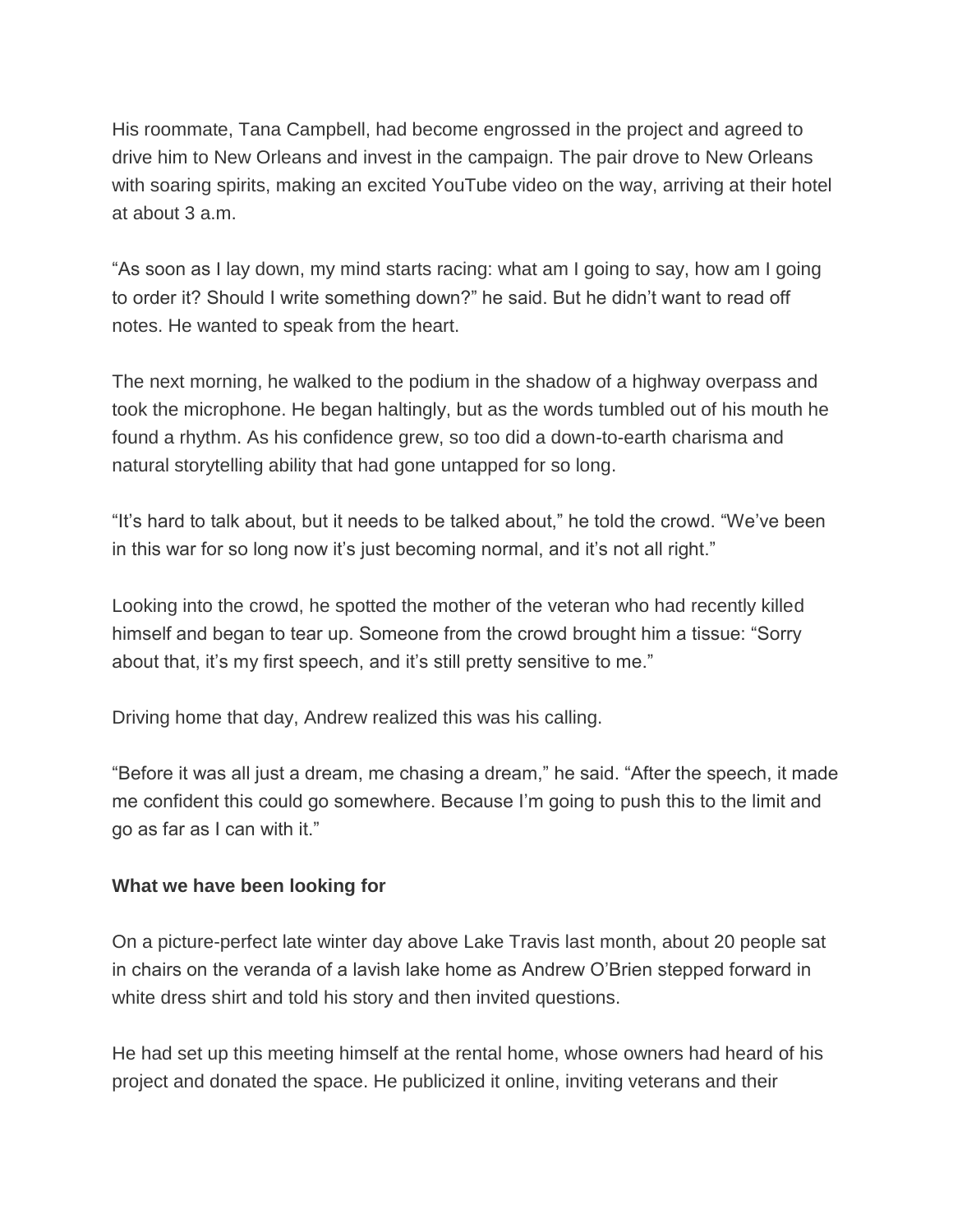His roommate, Tana Campbell, had become engrossed in the project and agreed to drive him to New Orleans and invest in the campaign. The pair drove to New Orleans with soaring spirits, making an excited YouTube video on the way, arriving at their hotel at about 3 a.m.

"As soon as I lay down, my mind starts racing: what am I going to say, how am I going to order it? Should I write something down?" he said. But he didn't want to read off notes. He wanted to speak from the heart.

The next morning, he walked to the podium in the shadow of a highway overpass and took the microphone. He began haltingly, but as the words tumbled out of his mouth he found a rhythm. As his confidence grew, so too did a down-to-earth charisma and natural storytelling ability that had gone untapped for so long.

"It's hard to talk about, but it needs to be talked about," he told the crowd. "We've been in this war for so long now it's just becoming normal, and it's not all right."

Looking into the crowd, he spotted the mother of the veteran who had recently killed himself and began to tear up. Someone from the crowd brought him a tissue: "Sorry about that, it's my first speech, and it's still pretty sensitive to me."

Driving home that day, Andrew realized this was his calling.

"Before it was all just a dream, me chasing a dream," he said. "After the speech, it made me confident this could go somewhere. Because I'm going to push this to the limit and go as far as I can with it."

**What we have been looking for**

On a picture-perfect late winter day above Lake Travis last month, about 20 people sat in chairs on the veranda of a lavish lake home as Andrew O'Brien stepped forward in white dress shirt and told his story and then invited questions.

He had set up this meeting himself at the rental home, whose owners had heard of his project and donated the space. He publicized it online, inviting veterans and their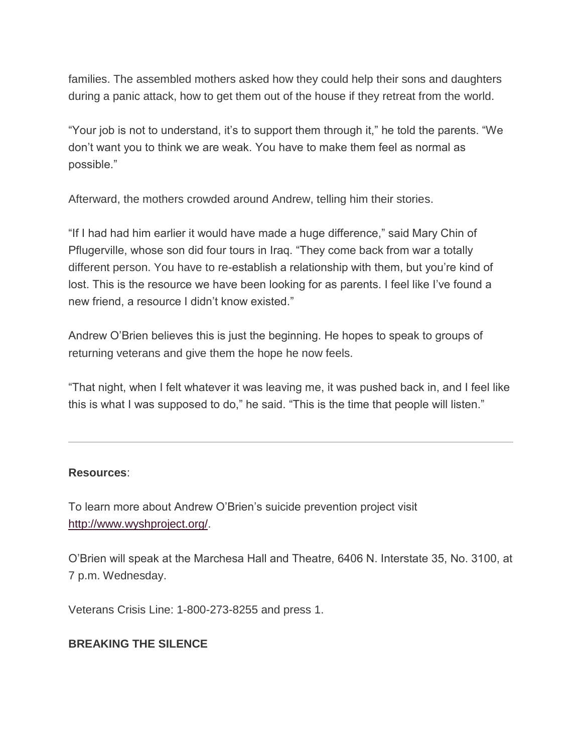families. The assembled mothers asked how they could help their sons and daughters during a panic attack, how to get them out of the house if they retreat from the world.

"Your job is not to understand, it's to support them through it," he told the parents. "We don't want you to think we are weak. You have to make them feel as normal as possible."

Afterward, the mothers crowded around Andrew, telling him their stories.

"If I had had him earlier it would have made a huge difference," said Mary Chin of Pflugerville, whose son did four tours in Iraq. "They come back from war a totally different person. You have to re-establish a relationship with them, but you're kind of lost. This is the resource we have been looking for as parents. I feel like I've found a new friend, a resource I didn't know existed."

Andrew O'Brien believes this is just the beginning. He hopes to speak to groups of returning veterans and give them the hope he now feels.

"That night, when I felt whatever it was leaving me, it was pushed back in, and I feel like this is what I was supposed to do," he said. "This is the time that people will listen."

---

**Resources**:

To learn more about Andrew O'Brien's suicide prevention project visit [http://www.wyshproject.org/](http://www.wyshproject.org/).

O'Brien will speak at the Marchesa Hall and Theatre, 6406 N. Interstate 35, No. 3100, at 7 p.m. Wednesday.

Veterans Crisis Line: 1-800-273-8255 and press 1.

**BREAKING THE SILENCE**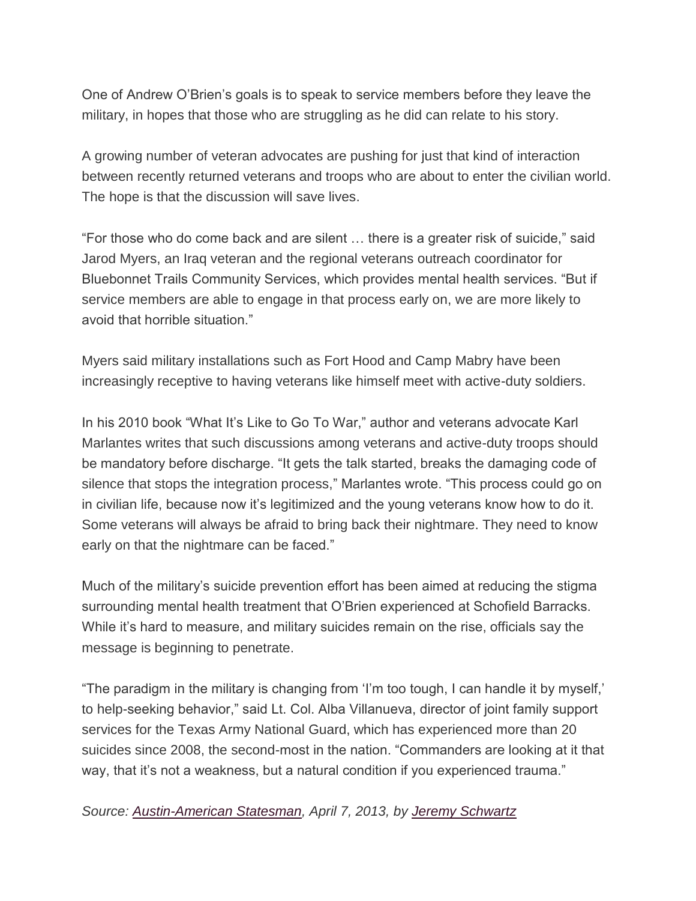One of Andrew O'Brien's goals is to speak to service members before they leave the military, in hopes that those who are struggling as he did can relate to his story.

A growing number of veteran advocates are pushing for just that kind of interaction between recently returned veterans and troops who are about to enter the civilian world. The hope is that the discussion will save lives.

"For those who do come back and are silent … there is a greater risk of suicide," said Jarod Myers, an Iraq veteran and the regional veterans outreach coordinator for Bluebonnet Trails Community Services, which provides mental health services. "But if service members are able to engage in that process early on, we are more likely to avoid that horrible situation."

Myers said military installations such as Fort Hood and Camp Mabry have been increasingly receptive to having veterans like himself meet with active-duty soldiers.

In his 2010 book "What It's Like to Go To War," author and veterans advocate Karl Marlantes writes that such discussions among veterans and active-duty troops should be mandatory before discharge. "It gets the talk started, breaks the damaging code of silence that stops the integration process," Marlantes wrote. "This process could go on in civilian life, because now it's legitimized and the young veterans know how to do it. Some veterans will always be afraid to bring back their nightmare. They need to know early on that the nightmare can be faced."

Much of the military's suicide prevention effort has been aimed at reducing the stigma surrounding mental health treatment that O'Brien experienced at Schofield Barracks. While it's hard to measure, and military suicides remain on the rise, officials say the message is beginning to penetrate.

"The paradigm in the military is changing from 'I'm too tough, I can handle it by myself,' to help-seeking behavior," said Lt. Col. Alba Villanueva, director of joint family support services for the Texas Army National Guard, which has experienced more than 20 suicides since 2008, the second-most in the nation. "Commanders are looking at it that way, that it's not a weakness, but a natural condition if you experienced trauma."

*Source: Austin-American Statesman, April 7, 2013, by Jeremy Schwartz*